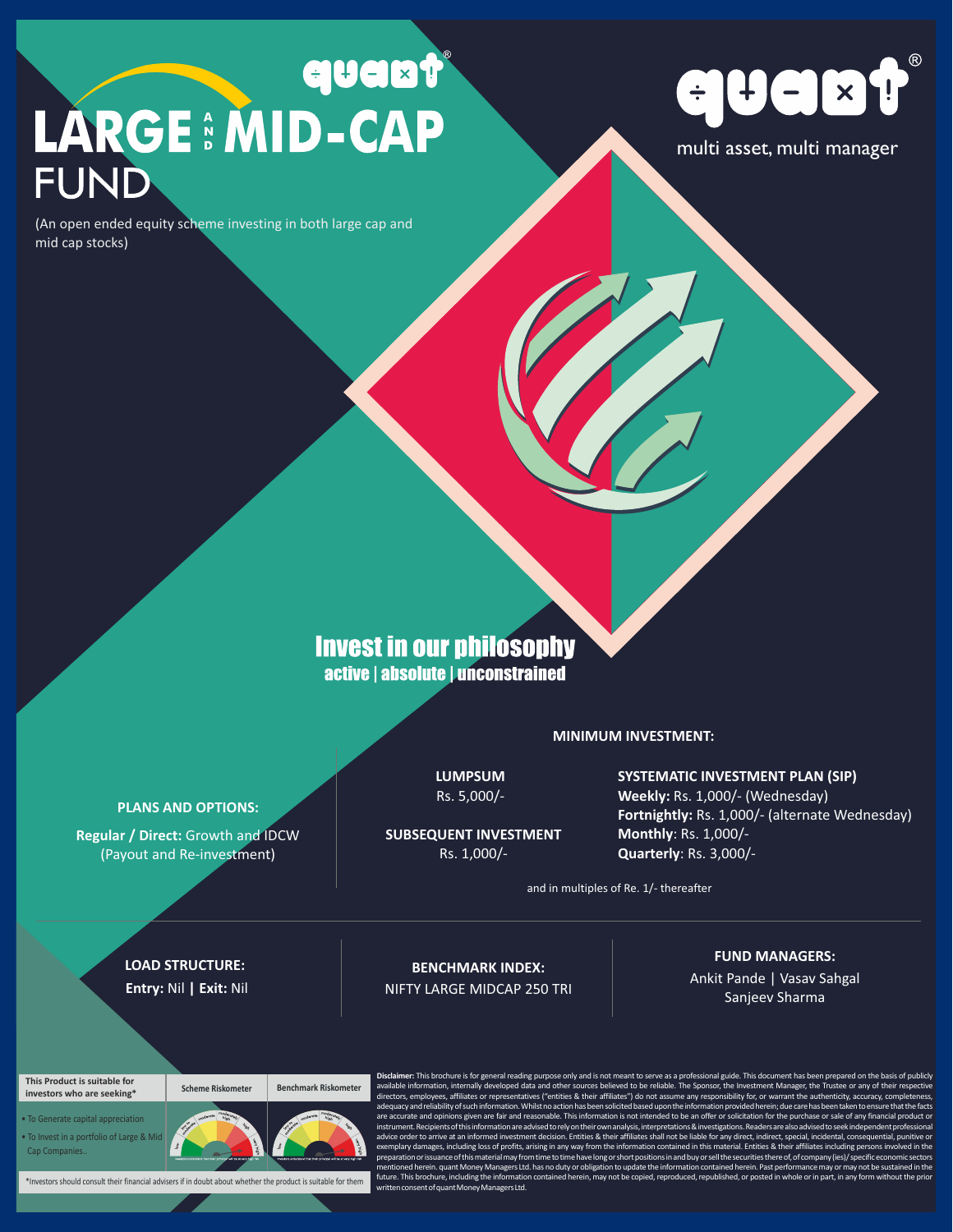# quant® LARGE AND MID-CAP FUND

(An open ended equity scheme investing in both large cap and mid cap stocks)

quant®

multi asset, multi manager

## Invest in our philosophy

**active | absolute | unconstrained**

**PLANS AND OPTIONS:**

**Regular / Direct:** Growth and IDCW (Payout and Re-investment)

**MINIMUM INVESTMENT:**

**LUMPSUM**
Rs. 5,000/-

**SUBSEQUENT INVESTMENT**
Rs. 1,000/-

**SYSTEMATIC INVESTMENT PLAN (SIP)**
**Weekly:** Rs. 1,000/- (Wednesday)
**Fortnightly:** Rs. 1,000/- (alternate Wednesday)
**Monthly**: Rs. 1,000/-
**Quarterly**: Rs. 3,000/-

and in multiples of Re. 1/- thereafter

**LOAD STRUCTURE:**
**Entry:** Nil | **Exit:** Nil

**BENCHMARK INDEX:**
NIFTY LARGE MIDCAP 250 TRI

**FUND MANAGERS:**
Ankit Pande | Vasav Sahgal
Sanjeev Sharma

| This Product is suitable for investors who are seeking* | Scheme Riskometer | Benchmark Riskometer |
|---|---|---|
| • To Generate capital appreciation<br>• To Invest in a portfolio of Large & Mid Cap Companies.. | Investors understand that their principal will be at very high risk | Investors understand that their principal will be at very high risk |

*Investors should consult their financial advisers if in doubt about whether the product is suitable for them

**Disclaimer:** This brochure is for general reading purpose only and is not meant to serve as a professional guide. This document has been prepared on the basis of publicly available information, internally developed data and other sources believed to be reliable. The Sponsor, the Investment Manager, the Trustee or any of their respective directors, employees, affiliates or representatives ("entities & their affiliates") do not assume any responsibility for, or warrant the authenticity, accuracy, completeness, adequacy and reliability of such information. Whilst no action has been solicited based upon the information provided herein; due care has been taken to ensure that the facts are accurate and opinions given are fair and reasonable. This information is not intended to be an offer or solicitation for the purchase or sale of any financial product or instrument. Recipients of this information are advised to rely on their own analysis, interpretations & investigations. Readers are also advised to seek independent professional advice order to arrive at an informed investment decision. Entities & their affiliates shall not be liable for any direct, indirect, special, incidental, consequential, punitive or exemplary damages, including loss of profits, arising in any way from the information contained in this material. Entities & their affiliates including persons involved in the preparation or issuance of this material may from time to time have long or short positions in and buy or sell the securities there of, of company (ies)/ specific economic sectors mentioned herein. quant Money Managers Ltd. has no duty or obligation to update the information contained herein. Past performance may or may not be sustained in the future. This brochure, including the information contained herein, may not be copied, reproduced, republished, or posted in whole or in part, in any form without the prior written consent of quant Money Managers Ltd.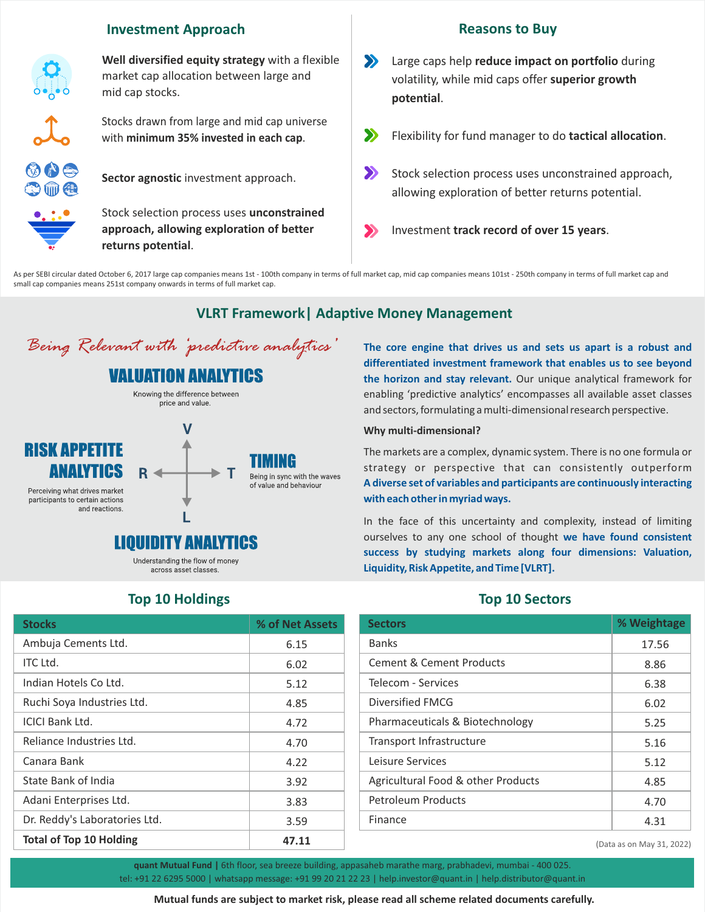## Investment Approach

**Well diversified equity strategy** with a flexible market cap allocation between large and mid cap stocks.

Stocks drawn from large and mid cap universe with **minimum 35% invested in each cap**.

**Sector agnostic** investment approach.

Stock selection process uses **unconstrained approach, allowing exploration of better returns potential**.

## Reasons to Buy

- Large caps help **reduce impact on portfolio** during volatility, while mid caps offer **superior growth potential**.
- Flexibility for fund manager to do **tactical allocation**.
- Stock selection process uses unconstrained approach, allowing exploration of better returns potential.
- Investment **track record of over 15 years**.

As per SEBI circular dated October 6, 2017 large cap companies means 1st - 100th company in terms of full market cap, mid cap companies means 101st - 250th company in terms of full market cap and small cap companies means 251st company onwards in terms of full market cap.

## VLRT Framework| Adaptive Money Management

*Being Relevant with 'predictive analytics'*

**VALUATION ANALYTICS**
Knowing the difference between price and value.

**RISK APPETITE ANALYTICS**
Perceiving what drives market participants to certain actions and reactions.

**TIMING**
Being in sync with the waves of value and behaviour

**LIQUIDITY ANALYTICS**
Understanding the flow of money across asset classes.

V
R
T
L

**The core engine that drives us and sets us apart is a robust and differentiated investment framework that enables us to see beyond the horizon and stay relevant.** Our unique analytical framework for enabling 'predictive analytics' encompasses all available asset classes and sectors, formulating a multi-dimensional research perspective.

**Why multi-dimensional?**

The markets are a complex, dynamic system. There is no one formula or strategy or perspective that can consistently outperform **A diverse set of variables and participants are continuously interacting with each other in myriad ways.**

In the face of this uncertainty and complexity, instead of limiting ourselves to any one school of thought **we have found consistent success by studying markets along four dimensions: Valuation, Liquidity, Risk Appetite, and Time [VLRT].**

## Top 10 Holdings

| Stocks | % of Net Assets |
|---|---|
| Ambuja Cements Ltd. | 6.15 |
| ITC Ltd. | 6.02 |
| Indian Hotels Co Ltd. | 5.12 |
| Ruchi Soya Industries Ltd. | 4.85 |
| ICICI Bank Ltd. | 4.72 |
| Reliance Industries Ltd. | 4.70 |
| Canara Bank | 4.22 |
| State Bank of India | 3.92 |
| Adani Enterprises Ltd. | 3.83 |
| Dr. Reddy's Laboratories Ltd. | 3.59 |
| **Total of Top 10 Holding** | **47.11** |

## Top 10 Sectors

| Sectors | % Weightage |
|---|---|
| Banks | 17.56 |
| Cement & Cement Products | 8.86 |
| Telecom - Services | 6.38 |
| Diversified FMCG | 6.02 |
| Pharmaceuticals & Biotechnology | 5.25 |
| Transport Infrastructure | 5.16 |
| Leisure Services | 5.12 |
| Agricultural Food & other Products | 4.85 |
| Petroleum Products | 4.70 |
| Finance | 4.31 |

(Data as on May 31, 2022)

**quant Mutual Fund |** 6th floor, sea breeze building, appasaheb marathe marg, prabhadevi, mumbai - 400 025.
tel: +91 22 6295 5000 | whatsapp message: +91 99 20 21 22 23 | help.investor@quant.in | help.distributor@quant.in

**Mutual funds are subject to market risk, please read all scheme related documents carefully.**